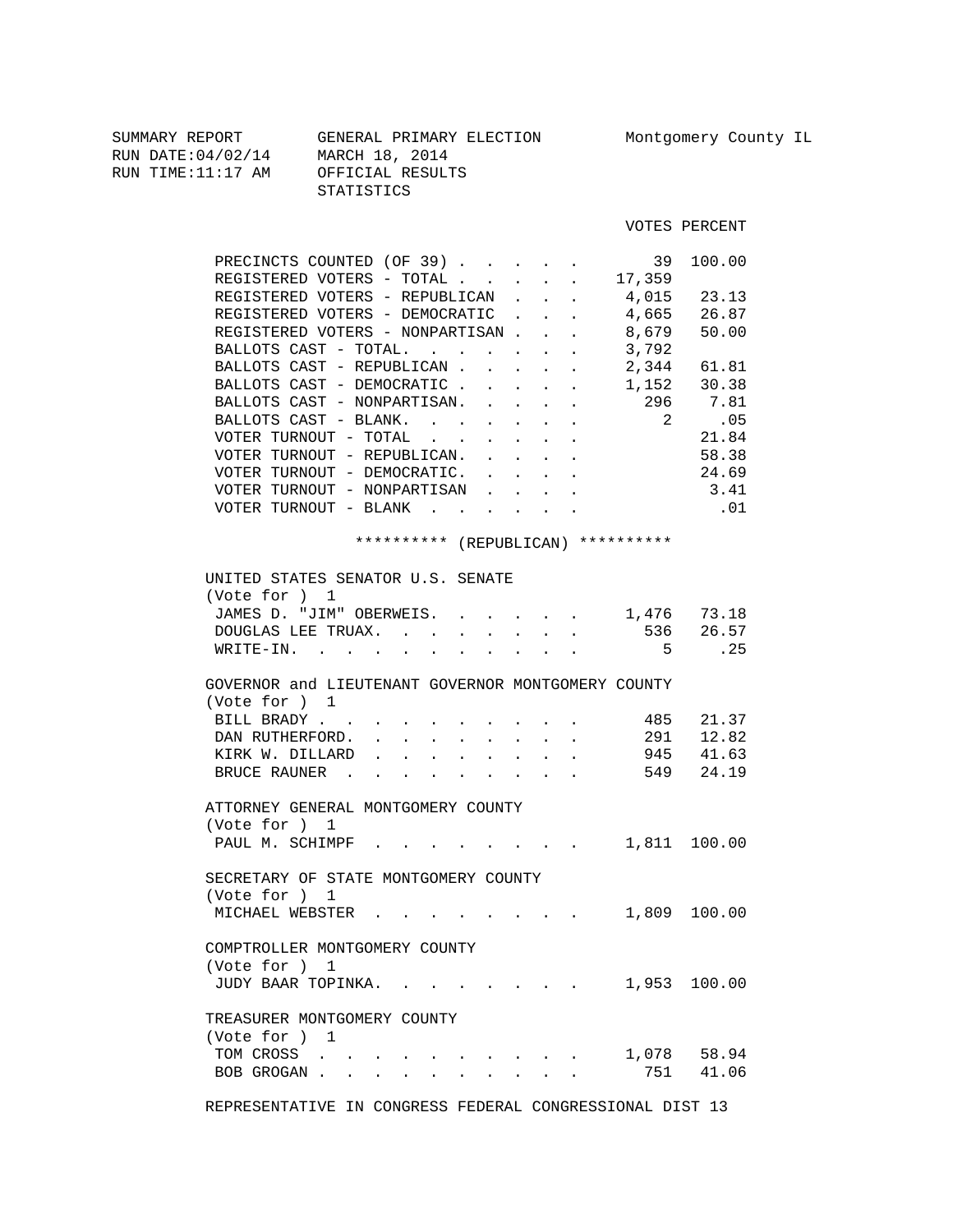SUMMARY REPORT GENERAL PRIMARY ELECTION Montgomery County IL
RUN DATE:04/02/14 MARCH 18, 2014
RUN TIME:11:17 AM OFFICIAL RESULTS

STATISTICS

| | VOTES | PERCENT |
|---|---|---|
| PRECINCTS COUNTED (OF 39) | 39 | 100.00 |
| REGISTERED VOTERS - TOTAL | 17,359 | |
| REGISTERED VOTERS - REPUBLICAN | 4,015 | 23.13 |
| REGISTERED VOTERS - DEMOCRATIC | 4,665 | 26.87 |
| REGISTERED VOTERS - NONPARTISAN | 8,679 | 50.00 |
| BALLOTS CAST - TOTAL. | 3,792 | |
| BALLOTS CAST - REPUBLICAN | 2,344 | 61.81 |
| BALLOTS CAST - DEMOCRATIC | 1,152 | 30.38 |
| BALLOTS CAST - NONPARTISAN. | 296 | 7.81 |
| BALLOTS CAST - BLANK. | 2 | .05 |
| VOTER TURNOUT - TOTAL | | 21.84 |
| VOTER TURNOUT - REPUBLICAN. | | 58.38 |
| VOTER TURNOUT - DEMOCRATIC. | | 24.69 |
| VOTER TURNOUT - NONPARTISAN | | 3.41 |
| VOTER TURNOUT - BLANK | | .01 |

********** (REPUBLICAN) **********

UNITED STATES SENATOR U.S. SENATE
(Vote for ) 1

| | | |
|---|---|---|
| JAMES D. "JIM" OBERWEIS. | 1,476 | 73.18 |
| DOUGLAS LEE TRUAX. | 536 | 26.57 |
| WRITE-IN. | 5 | .25 |

GOVERNOR and LIEUTENANT GOVERNOR MONTGOMERY COUNTY
(Vote for ) 1

| | | |
|---|---|---|
| BILL BRADY | 485 | 21.37 |
| DAN RUTHERFORD. | 291 | 12.82 |
| KIRK W. DILLARD | 945 | 41.63 |
| BRUCE RAUNER | 549 | 24.19 |

ATTORNEY GENERAL MONTGOMERY COUNTY
(Vote for ) 1

| | | |
|---|---|---|
| PAUL M. SCHIMPF | 1,811 | 100.00 |

SECRETARY OF STATE MONTGOMERY COUNTY
(Vote for ) 1

| | | |
|---|---|---|
| MICHAEL WEBSTER | 1,809 | 100.00 |

COMPTROLLER MONTGOMERY COUNTY
(Vote for ) 1

| | | |
|---|---|---|
| JUDY BAAR TOPINKA. | 1,953 | 100.00 |

TREASURER MONTGOMERY COUNTY
(Vote for ) 1

| | | |
|---|---|---|
| TOM CROSS | 1,078 | 58.94 |
| BOB GROGAN | 751 | 41.06 |

REPRESENTATIVE IN CONGRESS FEDERAL CONGRESSIONAL DIST 13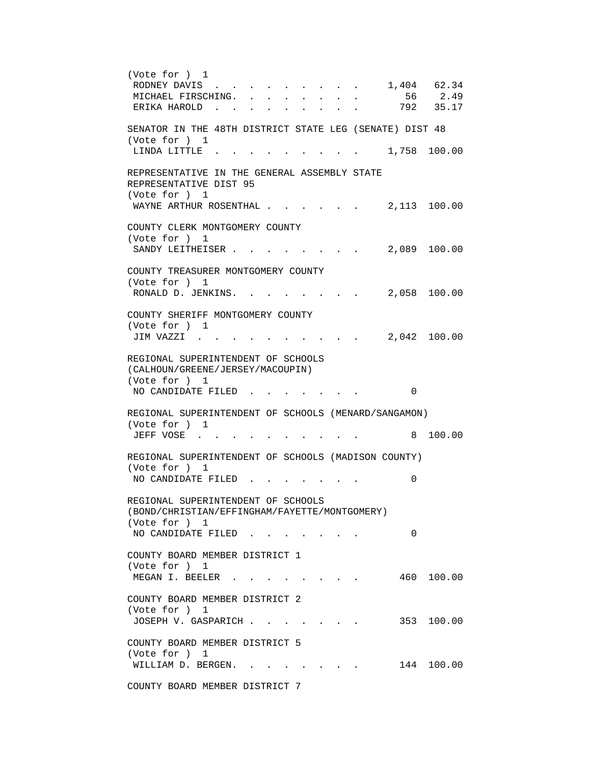(Vote for ) 1

| | | |
|---|---|---|
| RODNEY DAVIS | 1,404 | 62.34 |
| MICHAEL FIRSCHING. | 56 | 2.49 |
| ERIKA HAROLD | 792 | 35.17 |

SENATOR IN THE 48TH DISTRICT STATE LEG (SENATE) DIST 48
(Vote for ) 1

| | | |
|---|---|---|
| LINDA LITTLE | 1,758 | 100.00 |

REPRESENTATIVE IN THE GENERAL ASSEMBLY STATE REPRESENTATIVE DIST 95
(Vote for ) 1

| | | |
|---|---|---|
| WAYNE ARTHUR ROSENTHAL | 2,113 | 100.00 |

COUNTY CLERK MONTGOMERY COUNTY
(Vote for ) 1

| | | |
|---|---|---|
| SANDY LEITHEISER | 2,089 | 100.00 |

COUNTY TREASURER MONTGOMERY COUNTY
(Vote for ) 1

| | | |
|---|---|---|
| RONALD D. JENKINS. | 2,058 | 100.00 |

COUNTY SHERIFF MONTGOMERY COUNTY
(Vote for ) 1

| | | |
|---|---|---|
| JIM VAZZI | 2,042 | 100.00 |

REGIONAL SUPERINTENDENT OF SCHOOLS (CALHOUN/GREENE/JERSEY/MACOUPIN)
(Vote for ) 1

| | | |
|---|---|---|
| NO CANDIDATE FILED | 0 | |

REGIONAL SUPERINTENDENT OF SCHOOLS (MENARD/SANGAMON)
(Vote for ) 1

| | | |
|---|---|---|
| JEFF VOSE | 8 | 100.00 |

REGIONAL SUPERINTENDENT OF SCHOOLS (MADISON COUNTY)
(Vote for ) 1

| | | |
|---|---|---|
| NO CANDIDATE FILED | 0 | |

REGIONAL SUPERINTENDENT OF SCHOOLS (BOND/CHRISTIAN/EFFINGHAM/FAYETTE/MONTGOMERY)
(Vote for ) 1

| | | |
|---|---|---|
| NO CANDIDATE FILED | 0 | |

COUNTY BOARD MEMBER DISTRICT 1
(Vote for ) 1

| | | |
|---|---|---|
| MEGAN I. BEELER | 460 | 100.00 |

COUNTY BOARD MEMBER DISTRICT 2
(Vote for ) 1

| | | |
|---|---|---|
| JOSEPH V. GASPARICH | 353 | 100.00 |

COUNTY BOARD MEMBER DISTRICT 5
(Vote for ) 1

| | | |
|---|---|---|
| WILLIAM D. BERGEN. | 144 | 100.00 |

COUNTY BOARD MEMBER DISTRICT 7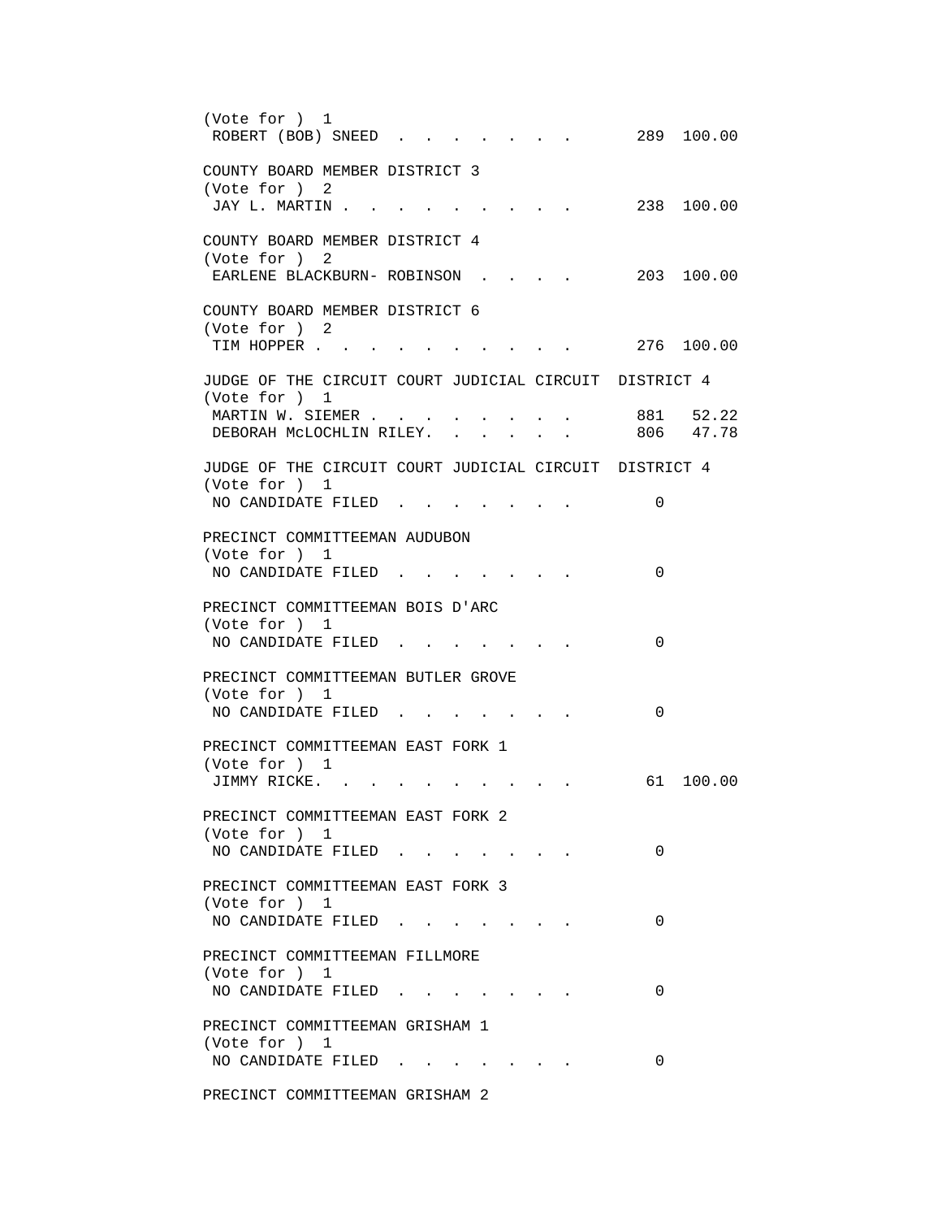(Vote for ) 1

| | | |
|---|---|---|
| ROBERT (BOB) SNEED | 289 | 100.00 |

COUNTY BOARD MEMBER DISTRICT 3
(Vote for ) 2

| | | |
|---|---|---|
| JAY L. MARTIN | 238 | 100.00 |

COUNTY BOARD MEMBER DISTRICT 4
(Vote for ) 2

| | | |
|---|---|---|
| EARLENE BLACKBURN- ROBINSON | 203 | 100.00 |

COUNTY BOARD MEMBER DISTRICT 6
(Vote for ) 2

| | | |
|---|---|---|
| TIM HOPPER | 276 | 100.00 |

JUDGE OF THE CIRCUIT COURT JUDICIAL CIRCUIT DISTRICT 4
(Vote for ) 1

| | | |
|---|---|---|
| MARTIN W. SIEMER | 881 | 52.22 |
| DEBORAH McLOCHLIN RILEY. | 806 | 47.78 |

JUDGE OF THE CIRCUIT COURT JUDICIAL CIRCUIT DISTRICT 4
(Vote for ) 1

| | | |
|---|---|---|
| NO CANDIDATE FILED | 0 | |

PRECINCT COMMITTEEMAN AUDUBON
(Vote for ) 1

| | | |
|---|---|---|
| NO CANDIDATE FILED | 0 | |

PRECINCT COMMITTEEMAN BOIS D'ARC
(Vote for ) 1

| | | |
|---|---|---|
| NO CANDIDATE FILED | 0 | |

PRECINCT COMMITTEEMAN BUTLER GROVE
(Vote for ) 1

| | | |
|---|---|---|
| NO CANDIDATE FILED | 0 | |

PRECINCT COMMITTEEMAN EAST FORK 1
(Vote for ) 1

| | | |
|---|---|---|
| JIMMY RICKE. | 61 | 100.00 |

PRECINCT COMMITTEEMAN EAST FORK 2
(Vote for ) 1

| | | |
|---|---|---|
| NO CANDIDATE FILED | 0 | |

PRECINCT COMMITTEEMAN EAST FORK 3
(Vote for ) 1

| | | |
|---|---|---|
| NO CANDIDATE FILED | 0 | |

PRECINCT COMMITTEEMAN FILLMORE
(Vote for ) 1

| | | |
|---|---|---|
| NO CANDIDATE FILED | 0 | |

PRECINCT COMMITTEEMAN GRISHAM 1
(Vote for ) 1

| | | |
|---|---|---|
| NO CANDIDATE FILED | 0 | |

PRECINCT COMMITTEEMAN GRISHAM 2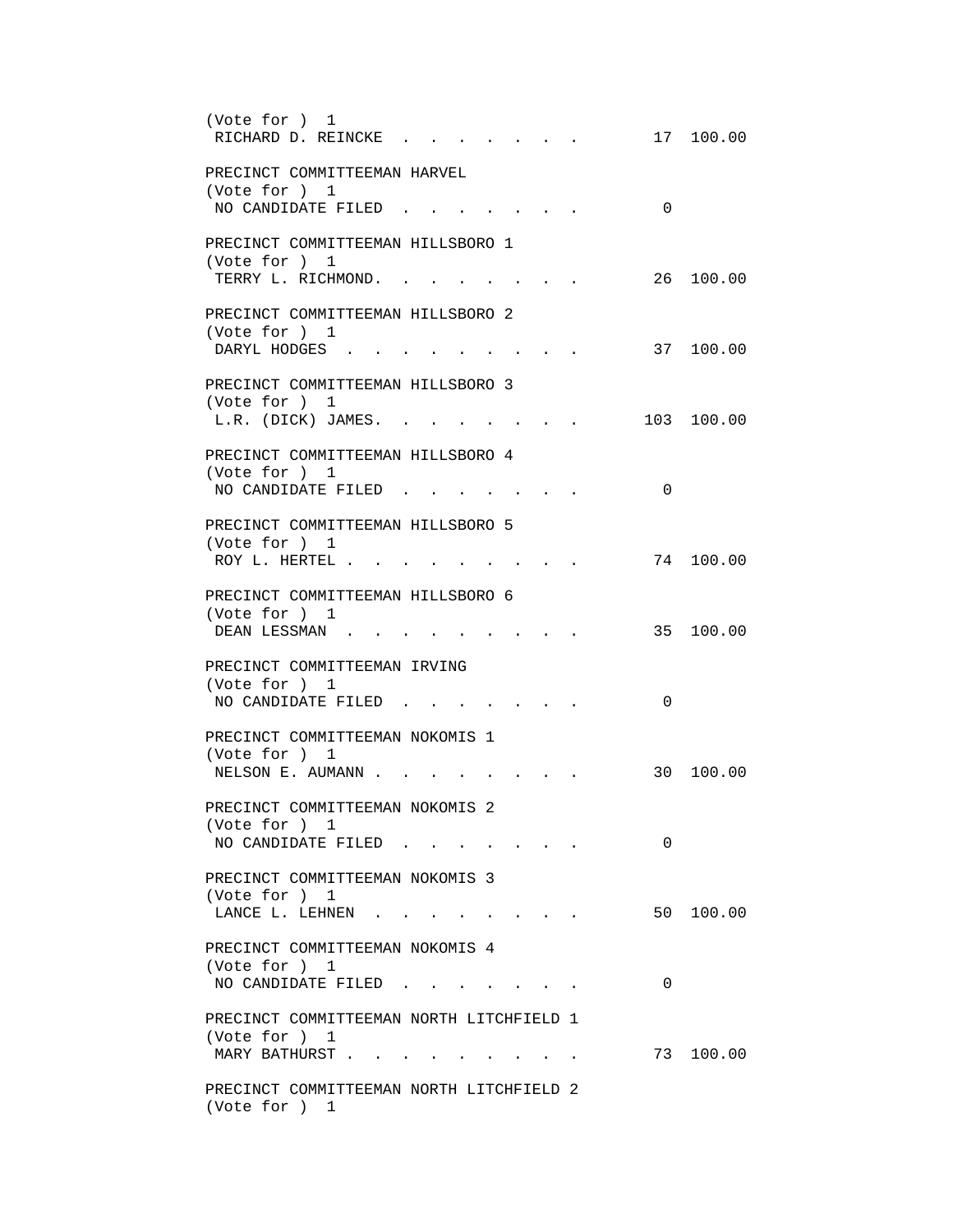(Vote for ) 1
RICHARD D. REINCKE . . . . . . . . 17 100.00

PRECINCT COMMITTEEMAN HARVEL
(Vote for ) 1
NO CANDIDATE FILED . . . . . . . . 0

PRECINCT COMMITTEEMAN HILLSBORO 1
(Vote for ) 1
TERRY L. RICHMOND. . . . . . . . . 26 100.00

PRECINCT COMMITTEEMAN HILLSBORO 2
(Vote for ) 1
DARYL HODGES . . . . . . . . . . 37 100.00

PRECINCT COMMITTEEMAN HILLSBORO 3
(Vote for ) 1
L.R. (DICK) JAMES. . . . . . . . . 103 100.00

PRECINCT COMMITTEEMAN HILLSBORO 4
(Vote for ) 1
NO CANDIDATE FILED . . . . . . . . 0

PRECINCT COMMITTEEMAN HILLSBORO 5
(Vote for ) 1
ROY L. HERTEL . . . . . . . . . . 74 100.00

PRECINCT COMMITTEEMAN HILLSBORO 6
(Vote for ) 1
DEAN LESSMAN . . . . . . . . . . 35 100.00

PRECINCT COMMITTEEMAN IRVING
(Vote for ) 1
NO CANDIDATE FILED . . . . . . . . 0

PRECINCT COMMITTEEMAN NOKOMIS 1
(Vote for ) 1
NELSON E. AUMANN . . . . . . . . . 30 100.00

PRECINCT COMMITTEEMAN NOKOMIS 2
(Vote for ) 1
NO CANDIDATE FILED . . . . . . . . 0

PRECINCT COMMITTEEMAN NOKOMIS 3
(Vote for ) 1
LANCE L. LEHNEN . . . . . . . . . 50 100.00

PRECINCT COMMITTEEMAN NOKOMIS 4
(Vote for ) 1
NO CANDIDATE FILED . . . . . . . . 0

PRECINCT COMMITTEEMAN NORTH LITCHFIELD 1
(Vote for ) 1
MARY BATHURST . . . . . . . . . . 73 100.00

PRECINCT COMMITTEEMAN NORTH LITCHFIELD 2
(Vote for ) 1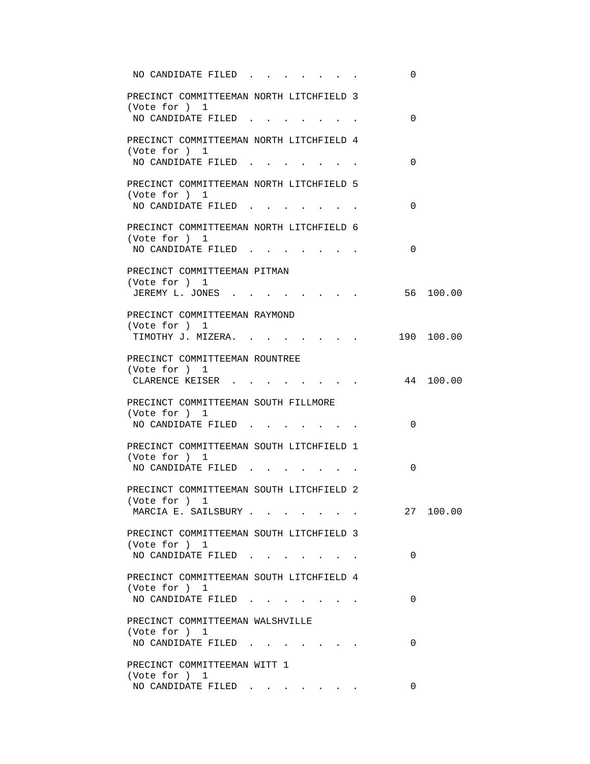NO CANDIDATE FILED . . . . . . . . 0

PRECINCT COMMITTEEMAN NORTH LITCHFIELD 3
(Vote for ) 1
NO CANDIDATE FILED . . . . . . . . 0

PRECINCT COMMITTEEMAN NORTH LITCHFIELD 4
(Vote for ) 1
NO CANDIDATE FILED . . . . . . . . 0

PRECINCT COMMITTEEMAN NORTH LITCHFIELD 5
(Vote for ) 1
NO CANDIDATE FILED . . . . . . . . 0

PRECINCT COMMITTEEMAN NORTH LITCHFIELD 6
(Vote for ) 1
NO CANDIDATE FILED . . . . . . . . 0

PRECINCT COMMITTEEMAN PITMAN
(Vote for ) 1
JEREMY L. JONES . . . . . . . . . 56 100.00

PRECINCT COMMITTEEMAN RAYMOND
(Vote for ) 1
TIMOTHY J. MIZERA. . . . . . . . . 190 100.00

PRECINCT COMMITTEEMAN ROUNTREE
(Vote for ) 1
CLARENCE KEISER . . . . . . . . . 44 100.00

PRECINCT COMMITTEEMAN SOUTH FILLMORE
(Vote for ) 1
NO CANDIDATE FILED . . . . . . . . 0

PRECINCT COMMITTEEMAN SOUTH LITCHFIELD 1
(Vote for ) 1
NO CANDIDATE FILED . . . . . . . . 0

PRECINCT COMMITTEEMAN SOUTH LITCHFIELD 2
(Vote for ) 1
MARCIA E. SAILSBURY . . . . . . . . 27 100.00

PRECINCT COMMITTEEMAN SOUTH LITCHFIELD 3
(Vote for ) 1
NO CANDIDATE FILED . . . . . . . . 0

PRECINCT COMMITTEEMAN SOUTH LITCHFIELD 4
(Vote for ) 1
NO CANDIDATE FILED . . . . . . . . 0

PRECINCT COMMITTEEMAN WALSHVILLE
(Vote for ) 1
NO CANDIDATE FILED . . . . . . . . 0

PRECINCT COMMITTEEMAN WITT 1
(Vote for ) 1
NO CANDIDATE FILED . . . . . . . . 0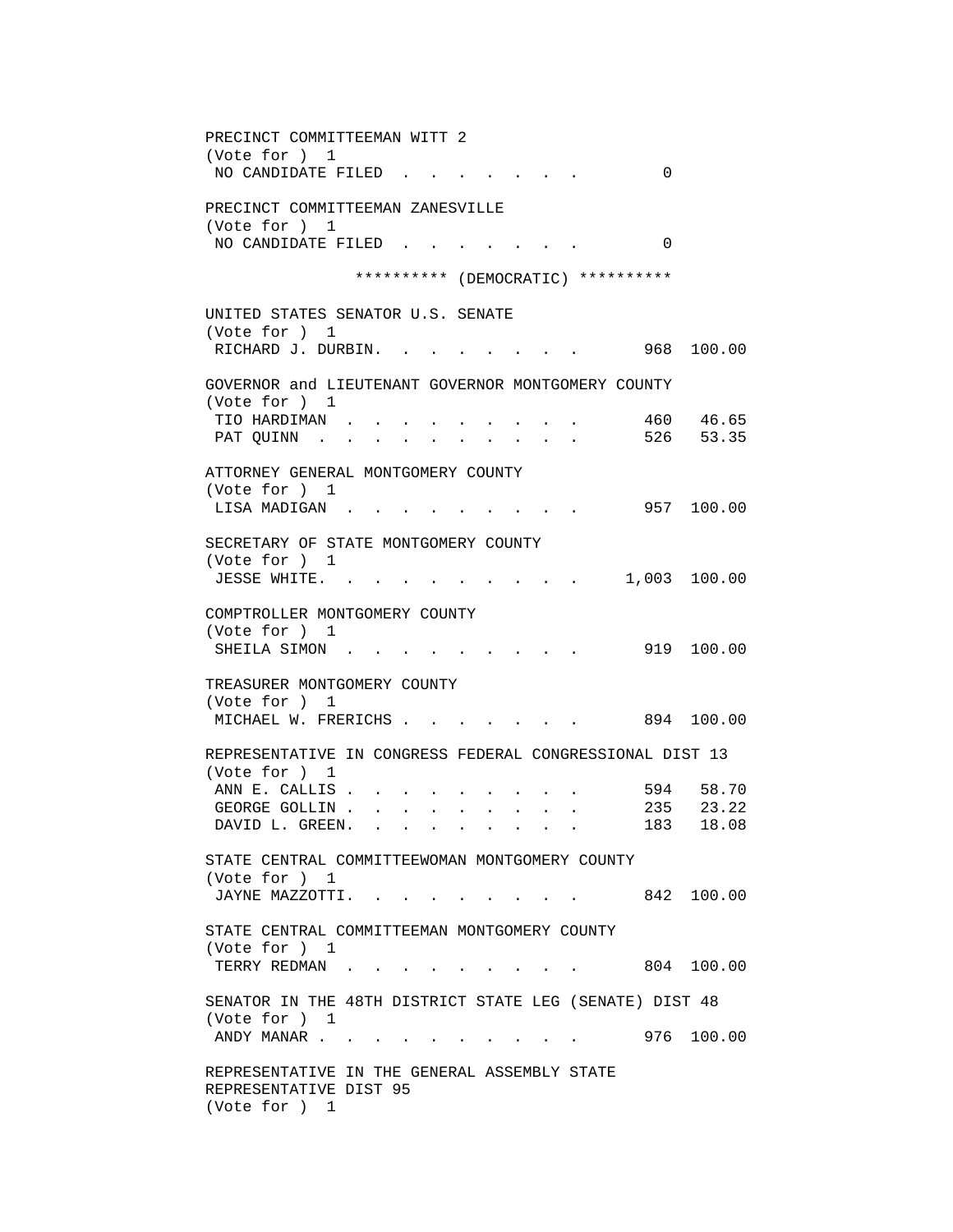PRECINCT COMMITTEEMAN WITT 2
(Vote for ) 1

| | | |
|---|---|---|
| NO CANDIDATE FILED | 0 | |

PRECINCT COMMITTEEMAN ZANESVILLE
(Vote for ) 1

| | | |
|---|---|---|
| NO CANDIDATE FILED | 0 | |

********** (DEMOCRATIC) **********

UNITED STATES SENATOR U.S. SENATE
(Vote for ) 1

| | | |
|---|---|---|
| RICHARD J. DURBIN. | 968 | 100.00 |

GOVERNOR and LIEUTENANT GOVERNOR MONTGOMERY COUNTY
(Vote for ) 1

| | | |
|---|---|---|
| TIO HARDIMAN | 460 | 46.65 |
| PAT QUINN | 526 | 53.35 |

ATTORNEY GENERAL MONTGOMERY COUNTY
(Vote for ) 1

| | | |
|---|---|---|
| LISA MADIGAN | 957 | 100.00 |

SECRETARY OF STATE MONTGOMERY COUNTY
(Vote for ) 1

| | | |
|---|---|---|
| JESSE WHITE. | 1,003 | 100.00 |

COMPTROLLER MONTGOMERY COUNTY
(Vote for ) 1

| | | |
|---|---|---|
| SHEILA SIMON | 919 | 100.00 |

TREASURER MONTGOMERY COUNTY
(Vote for ) 1

| | | |
|---|---|---|
| MICHAEL W. FRERICHS | 894 | 100.00 |

REPRESENTATIVE IN CONGRESS FEDERAL CONGRESSIONAL DIST 13
(Vote for ) 1

| | | |
|---|---|---|
| ANN E. CALLIS | 594 | 58.70 |
| GEORGE GOLLIN | 235 | 23.22 |
| DAVID L. GREEN. | 183 | 18.08 |

STATE CENTRAL COMMITTEEWOMAN MONTGOMERY COUNTY
(Vote for ) 1

| | | |
|---|---|---|
| JAYNE MAZZOTTI. | 842 | 100.00 |

STATE CENTRAL COMMITTEEMAN MONTGOMERY COUNTY
(Vote for ) 1

| | | |
|---|---|---|
| TERRY REDMAN | 804 | 100.00 |

SENATOR IN THE 48TH DISTRICT STATE LEG (SENATE) DIST 48
(Vote for ) 1

| | | |
|---|---|---|
| ANDY MANAR | 976 | 100.00 |

REPRESENTATIVE IN THE GENERAL ASSEMBLY STATE
REPRESENTATIVE DIST 95
(Vote for ) 1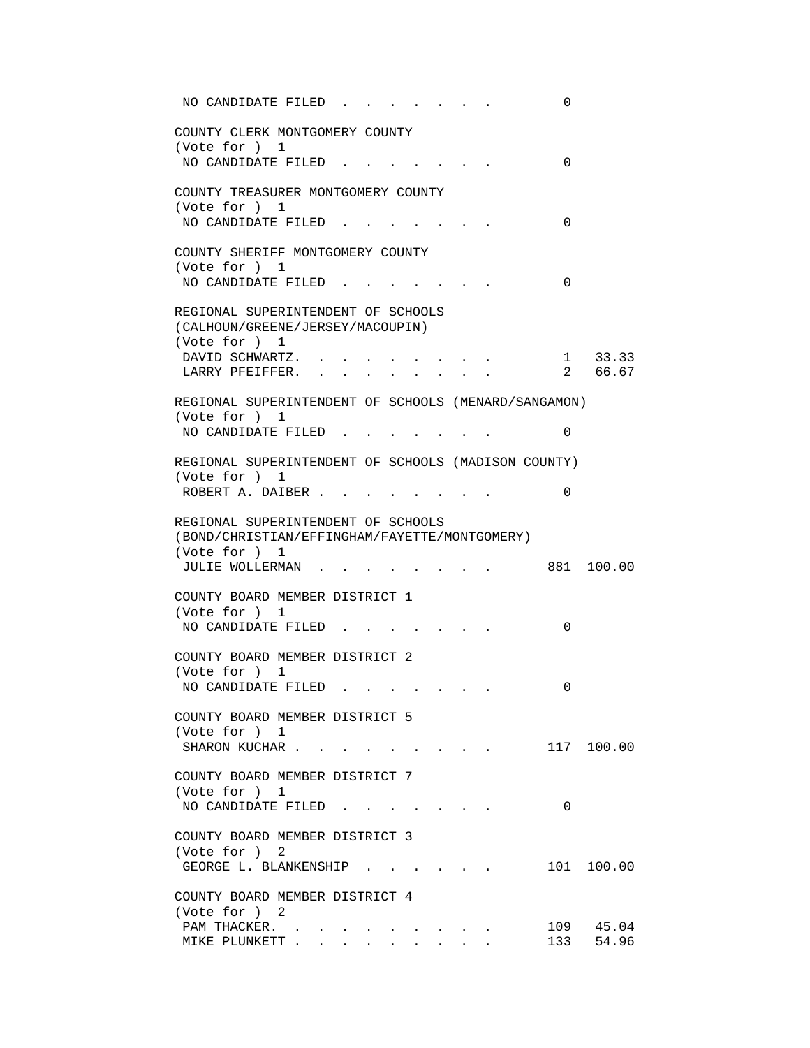NO CANDIDATE FILED . . . . . . . . 0

COUNTY CLERK MONTGOMERY COUNTY
(Vote for ) 1

| | | |
|---|---|---|
| NO CANDIDATE FILED | 0 | |

COUNTY TREASURER MONTGOMERY COUNTY
(Vote for ) 1

| | | |
|---|---|---|
| NO CANDIDATE FILED | 0 | |

COUNTY SHERIFF MONTGOMERY COUNTY
(Vote for ) 1

| | | |
|---|---|---|
| NO CANDIDATE FILED | 0 | |

REGIONAL SUPERINTENDENT OF SCHOOLS
(CALHOUN/GREENE/JERSEY/MACOUPIN)
(Vote for ) 1

| | | |
|---|---|---|
| DAVID SCHWARTZ. | 1 | 33.33 |
| LARRY PFEIFFER. | 2 | 66.67 |

REGIONAL SUPERINTENDENT OF SCHOOLS (MENARD/SANGAMON)
(Vote for ) 1

| | | |
|---|---|---|
| NO CANDIDATE FILED | 0 | |

REGIONAL SUPERINTENDENT OF SCHOOLS (MADISON COUNTY)
(Vote for ) 1

| | | |
|---|---|---|
| ROBERT A. DAIBER | 0 | |

REGIONAL SUPERINTENDENT OF SCHOOLS
(BOND/CHRISTIAN/EFFINGHAM/FAYETTE/MONTGOMERY)
(Vote for ) 1

| | | |
|---|---|---|
| JULIE WOLLERMAN | 881 | 100.00 |

COUNTY BOARD MEMBER DISTRICT 1
(Vote for ) 1

| | | |
|---|---|---|
| NO CANDIDATE FILED | 0 | |

COUNTY BOARD MEMBER DISTRICT 2
(Vote for ) 1

| | | |
|---|---|---|
| NO CANDIDATE FILED | 0 | |

COUNTY BOARD MEMBER DISTRICT 5
(Vote for ) 1

| | | |
|---|---|---|
| SHARON KUCHAR | 117 | 100.00 |

COUNTY BOARD MEMBER DISTRICT 7
(Vote for ) 1

| | | |
|---|---|---|
| NO CANDIDATE FILED | 0 | |

COUNTY BOARD MEMBER DISTRICT 3
(Vote for ) 2

| | | |
|---|---|---|
| GEORGE L. BLANKENSHIP | 101 | 100.00 |

COUNTY BOARD MEMBER DISTRICT 4
(Vote for ) 2

| | | |
|---|---|---|
| PAM THACKER. | 109 | 45.04 |
| MIKE PLUNKETT | 133 | 54.96 |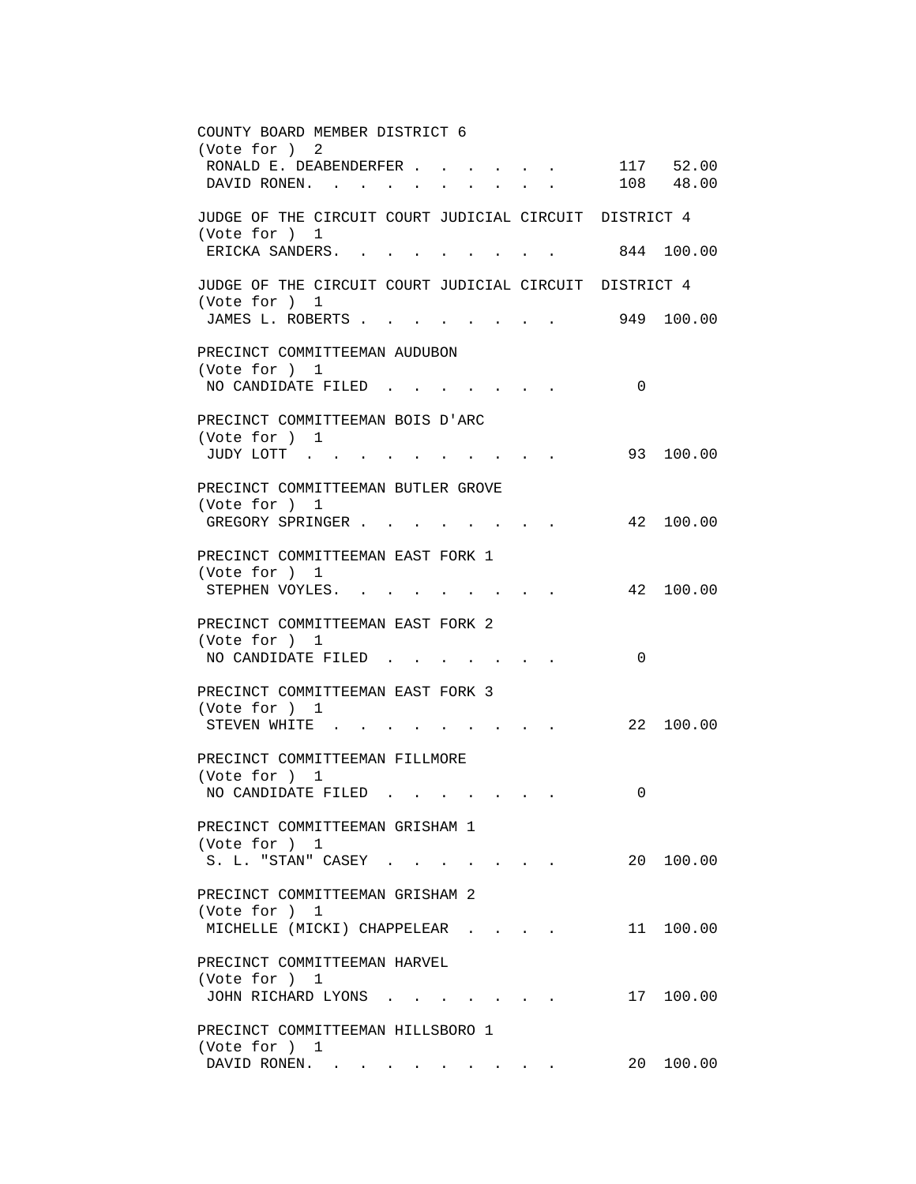COUNTY BOARD MEMBER DISTRICT 6
(Vote for ) 2

| | | |
|---|---|---|
| RONALD E. DEABENDERFER | 117 | 52.00 |
| DAVID RONEN. | 108 | 48.00 |

JUDGE OF THE CIRCUIT COURT JUDICIAL CIRCUIT DISTRICT 4
(Vote for ) 1

| | | |
|---|---|---|
| ERICKA SANDERS. | 844 | 100.00 |

JUDGE OF THE CIRCUIT COURT JUDICIAL CIRCUIT DISTRICT 4
(Vote for ) 1

| | | |
|---|---|---|
| JAMES L. ROBERTS | 949 | 100.00 |

PRECINCT COMMITTEEMAN AUDUBON
(Vote for ) 1

| | | |
|---|---|---|
| NO CANDIDATE FILED | 0 | |

PRECINCT COMMITTEEMAN BOIS D'ARC
(Vote for ) 1

| | | |
|---|---|---|
| JUDY LOTT | 93 | 100.00 |

PRECINCT COMMITTEEMAN BUTLER GROVE
(Vote for ) 1

| | | |
|---|---|---|
| GREGORY SPRINGER | 42 | 100.00 |

PRECINCT COMMITTEEMAN EAST FORK 1
(Vote for ) 1

| | | |
|---|---|---|
| STEPHEN VOYLES. | 42 | 100.00 |

PRECINCT COMMITTEEMAN EAST FORK 2
(Vote for ) 1

| | | |
|---|---|---|
| NO CANDIDATE FILED | 0 | |

PRECINCT COMMITTEEMAN EAST FORK 3
(Vote for ) 1

| | | |
|---|---|---|
| STEVEN WHITE | 22 | 100.00 |

PRECINCT COMMITTEEMAN FILLMORE
(Vote for ) 1

| | | |
|---|---|---|
| NO CANDIDATE FILED | 0 | |

PRECINCT COMMITTEEMAN GRISHAM 1
(Vote for ) 1

| | | |
|---|---|---|
| S. L. "STAN" CASEY | 20 | 100.00 |

PRECINCT COMMITTEEMAN GRISHAM 2
(Vote for ) 1

| | | |
|---|---|---|
| MICHELLE (MICKI) CHAPPELEAR | 11 | 100.00 |

PRECINCT COMMITTEEMAN HARVEL
(Vote for ) 1

| | | |
|---|---|---|
| JOHN RICHARD LYONS | 17 | 100.00 |

PRECINCT COMMITTEEMAN HILLSBORO 1
(Vote for ) 1

| | | |
|---|---|---|
| DAVID RONEN. | 20 | 100.00 |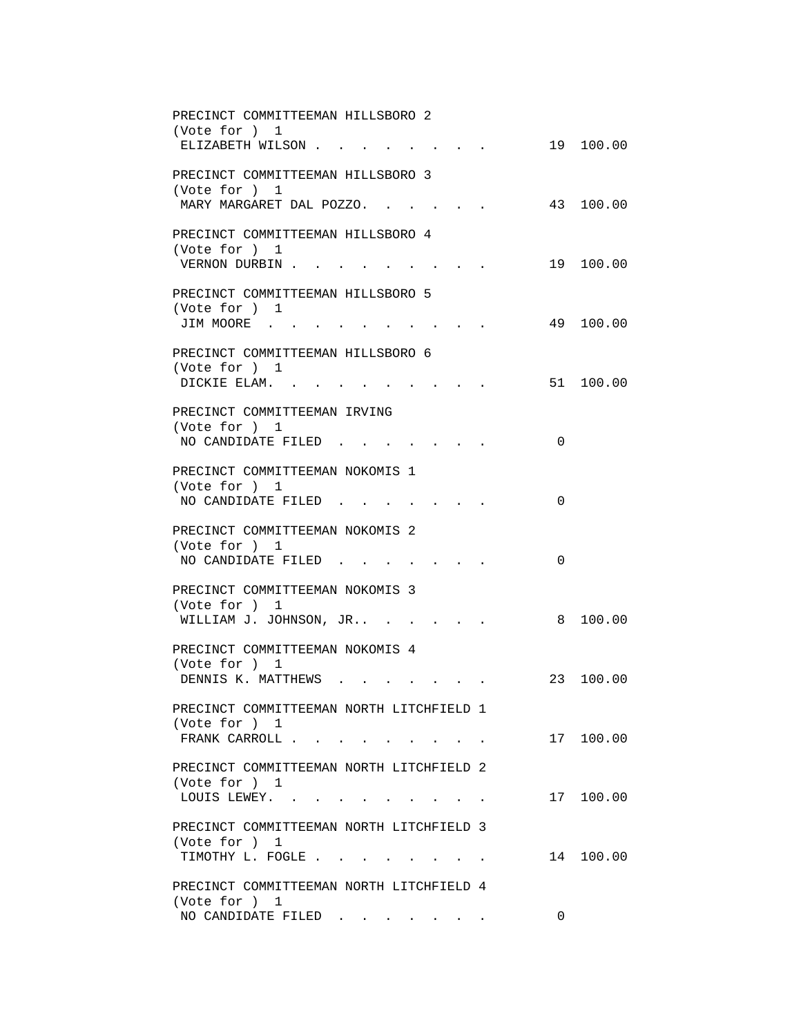PRECINCT COMMITTEEMAN HILLSBORO 2
(Vote for ) 1

| | | |
|---|---|---|
| ELIZABETH WILSON | 19 | 100.00 |

PRECINCT COMMITTEEMAN HILLSBORO 3
(Vote for ) 1

| | | |
|---|---|---|
| MARY MARGARET DAL POZZO | 43 | 100.00 |

PRECINCT COMMITTEEMAN HILLSBORO 4
(Vote for ) 1

| | | |
|---|---|---|
| VERNON DURBIN | 19 | 100.00 |

PRECINCT COMMITTEEMAN HILLSBORO 5
(Vote for ) 1

| | | |
|---|---|---|
| JIM MOORE | 49 | 100.00 |

PRECINCT COMMITTEEMAN HILLSBORO 6
(Vote for ) 1

| | | |
|---|---|---|
| DICKIE ELAM | 51 | 100.00 |

PRECINCT COMMITTEEMAN IRVING
(Vote for ) 1

| | | |
|---|---|---|
| NO CANDIDATE FILED | 0 | |

PRECINCT COMMITTEEMAN NOKOMIS 1
(Vote for ) 1

| | | |
|---|---|---|
| NO CANDIDATE FILED | 0 | |

PRECINCT COMMITTEEMAN NOKOMIS 2
(Vote for ) 1

| | | |
|---|---|---|
| NO CANDIDATE FILED | 0 | |

PRECINCT COMMITTEEMAN NOKOMIS 3
(Vote for ) 1

| | | |
|---|---|---|
| WILLIAM J. JOHNSON, JR. | 8 | 100.00 |

PRECINCT COMMITTEEMAN NOKOMIS 4
(Vote for ) 1

| | | |
|---|---|---|
| DENNIS K. MATTHEWS | 23 | 100.00 |

PRECINCT COMMITTEEMAN NORTH LITCHFIELD 1
(Vote for ) 1

| | | |
|---|---|---|
| FRANK CARROLL | 17 | 100.00 |

PRECINCT COMMITTEEMAN NORTH LITCHFIELD 2
(Vote for ) 1

| | | |
|---|---|---|
| LOUIS LEWEY | 17 | 100.00 |

PRECINCT COMMITTEEMAN NORTH LITCHFIELD 3
(Vote for ) 1

| | | |
|---|---|---|
| TIMOTHY L. FOGLE | 14 | 100.00 |

PRECINCT COMMITTEEMAN NORTH LITCHFIELD 4
(Vote for ) 1

| | | |
|---|---|---|
| NO CANDIDATE FILED | 0 | |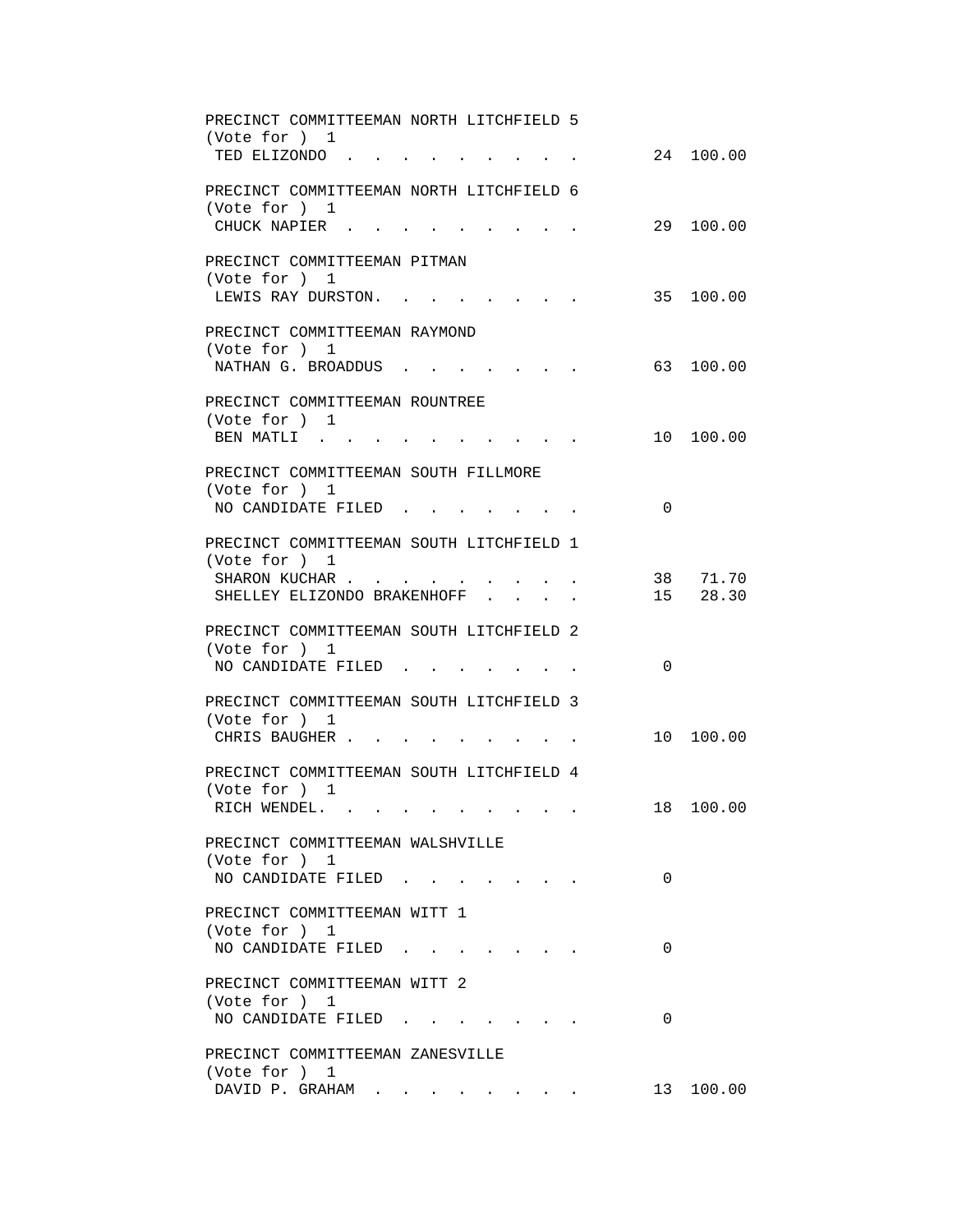PRECINCT COMMITTEEMAN NORTH LITCHFIELD 5
(Vote for ) 1

| | | |
|---|---|---|
| TED ELIZONDO | 24 | 100.00 |

PRECINCT COMMITTEEMAN NORTH LITCHFIELD 6
(Vote for ) 1

| | | |
|---|---|---|
| CHUCK NAPIER | 29 | 100.00 |

PRECINCT COMMITTEEMAN PITMAN
(Vote for ) 1

| | | |
|---|---|---|
| LEWIS RAY DURSTON | 35 | 100.00 |

PRECINCT COMMITTEEMAN RAYMOND
(Vote for ) 1

| | | |
|---|---|---|
| NATHAN G. BROADDUS | 63 | 100.00 |

PRECINCT COMMITTEEMAN ROUNTREE
(Vote for ) 1

| | | |
|---|---|---|
| BEN MATLI | 10 | 100.00 |

PRECINCT COMMITTEEMAN SOUTH FILLMORE
(Vote for ) 1

| | | |
|---|---|---|
| NO CANDIDATE FILED | 0 | |

PRECINCT COMMITTEEMAN SOUTH LITCHFIELD 1
(Vote for ) 1

| | | |
|---|---|---|
| SHARON KUCHAR | 38 | 71.70 |
| SHELLEY ELIZONDO BRAKENHOFF | 15 | 28.30 |

PRECINCT COMMITTEEMAN SOUTH LITCHFIELD 2
(Vote for ) 1

| | | |
|---|---|---|
| NO CANDIDATE FILED | 0 | |

PRECINCT COMMITTEEMAN SOUTH LITCHFIELD 3
(Vote for ) 1

| | | |
|---|---|---|
| CHRIS BAUGHER | 10 | 100.00 |

PRECINCT COMMITTEEMAN SOUTH LITCHFIELD 4
(Vote for ) 1

| | | |
|---|---|---|
| RICH WENDEL | 18 | 100.00 |

PRECINCT COMMITTEEMAN WALSHVILLE
(Vote for ) 1

| | | |
|---|---|---|
| NO CANDIDATE FILED | 0 | |

PRECINCT COMMITTEEMAN WITT 1
(Vote for ) 1

| | | |
|---|---|---|
| NO CANDIDATE FILED | 0 | |

PRECINCT COMMITTEEMAN WITT 2
(Vote for ) 1

| | | |
|---|---|---|
| NO CANDIDATE FILED | 0 | |

PRECINCT COMMITTEEMAN ZANESVILLE
(Vote for ) 1

| | | |
|---|---|---|
| DAVID P. GRAHAM | 13 | 100.00 |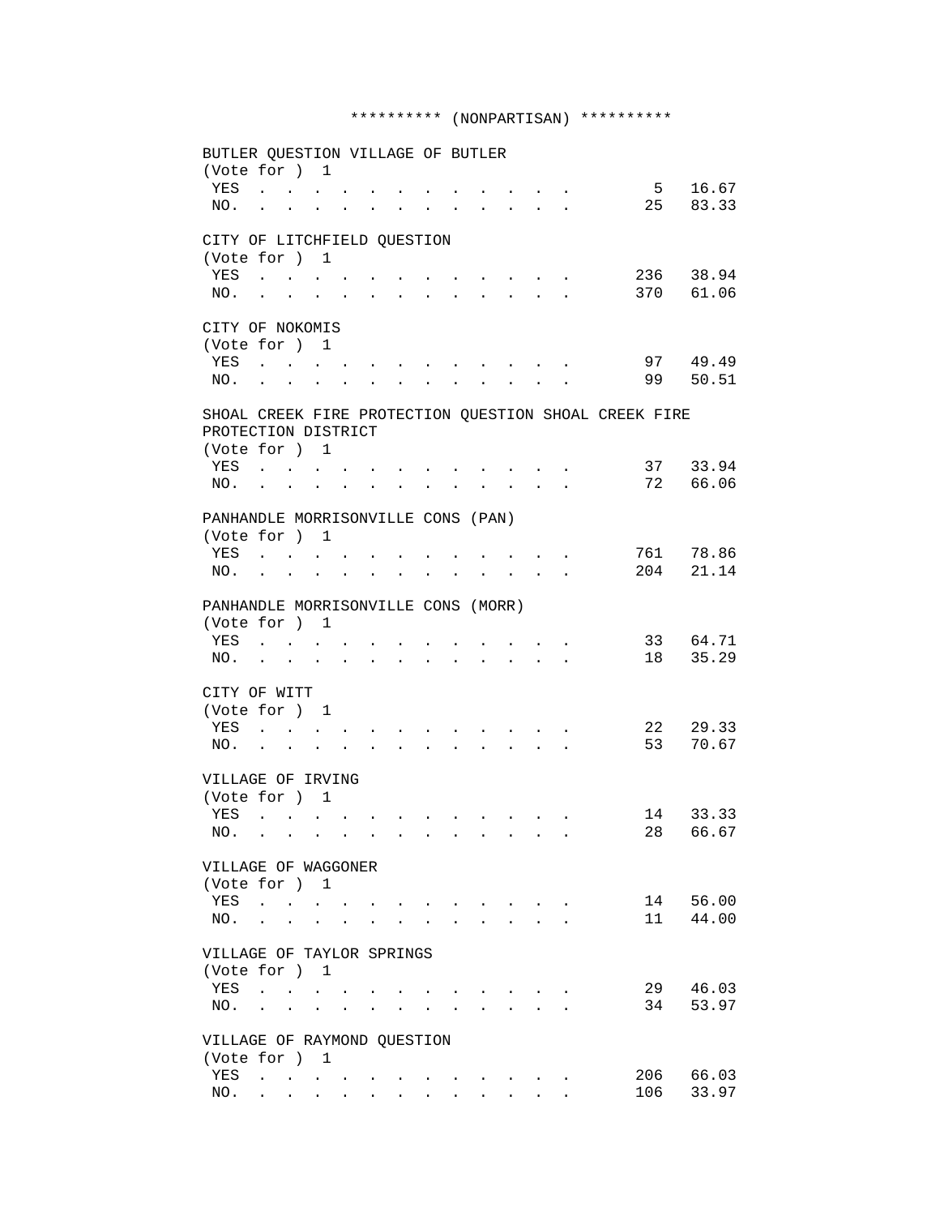********** (NONPARTISAN) **********

BUTLER QUESTION VILLAGE OF BUTLER
(Vote for ) 1

| | | |
|---|---|---|
| YES | 5 | 16.67 |
| NO. | 25 | 83.33 |

CITY OF LITCHFIELD QUESTION
(Vote for ) 1

| | | |
|---|---|---|
| YES | 236 | 38.94 |
| NO. | 370 | 61.06 |

CITY OF NOKOMIS
(Vote for ) 1

| | | |
|---|---|---|
| YES | 97 | 49.49 |
| NO. | 99 | 50.51 |

SHOAL CREEK FIRE PROTECTION QUESTION SHOAL CREEK FIRE PROTECTION DISTRICT
(Vote for ) 1

| | | |
|---|---|---|
| YES | 37 | 33.94 |
| NO. | 72 | 66.06 |

PANHANDLE MORRISONVILLE CONS (PAN)
(Vote for ) 1

| | | |
|---|---|---|
| YES | 761 | 78.86 |
| NO. | 204 | 21.14 |

PANHANDLE MORRISONVILLE CONS (MORR)
(Vote for ) 1

| | | |
|---|---|---|
| YES | 33 | 64.71 |
| NO. | 18 | 35.29 |

CITY OF WITT
(Vote for ) 1

| | | |
|---|---|---|
| YES | 22 | 29.33 |
| NO. | 53 | 70.67 |

VILLAGE OF IRVING
(Vote for ) 1

| | | |
|---|---|---|
| YES | 14 | 33.33 |
| NO. | 28 | 66.67 |

VILLAGE OF WAGGONER
(Vote for ) 1

| | | |
|---|---|---|
| YES | 14 | 56.00 |
| NO. | 11 | 44.00 |

VILLAGE OF TAYLOR SPRINGS
(Vote for ) 1

| | | |
|---|---|---|
| YES | 29 | 46.03 |
| NO. | 34 | 53.97 |

VILLAGE OF RAYMOND QUESTION
(Vote for ) 1

| | | |
|---|---|---|
| YES | 206 | 66.03 |
| NO. | 106 | 33.97 |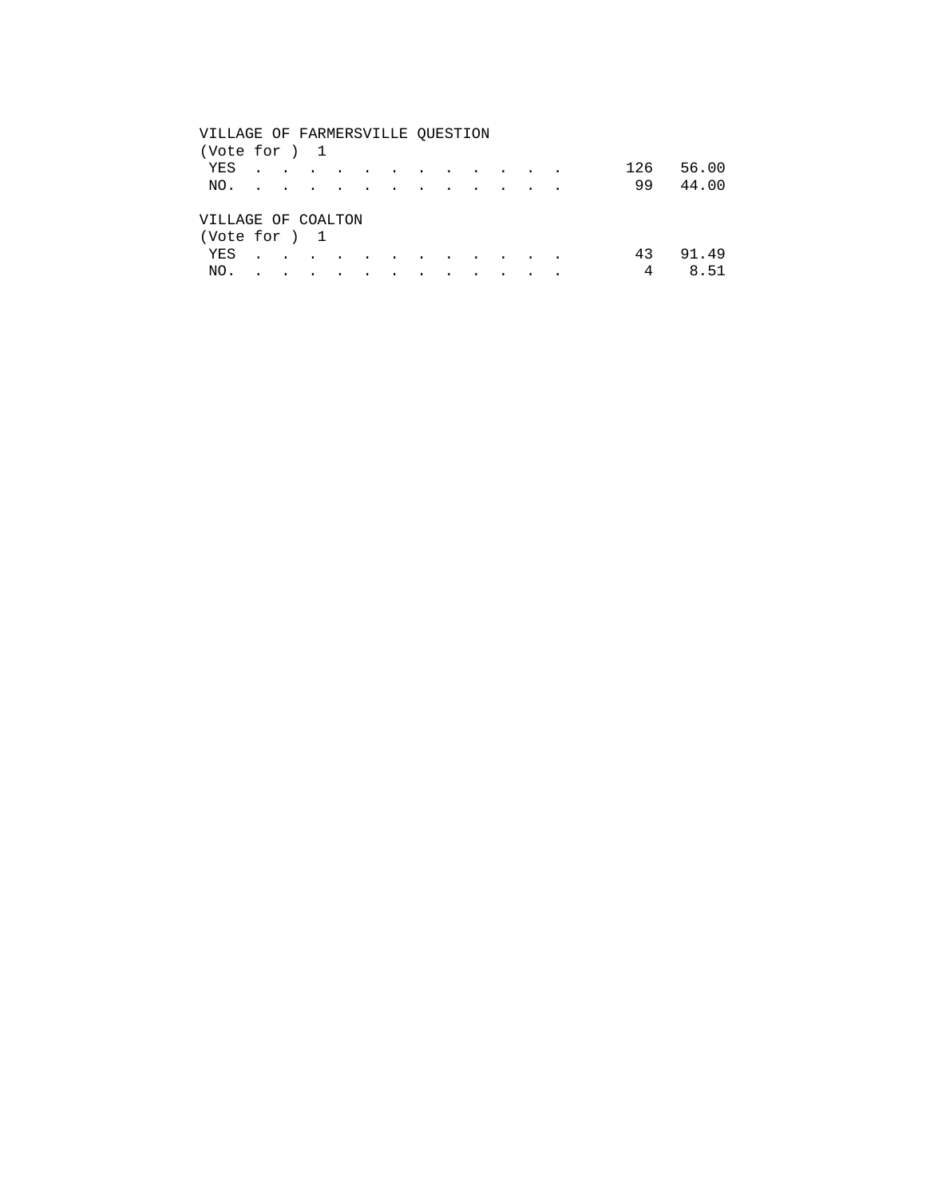VILLAGE OF FARMERSVILLE QUESTION
(Vote for ) 1

| | | |
|---|---|---|
| YES | 126 | 56.00 |
| NO. | 99 | 44.00 |

VILLAGE OF COALTON
(Vote for ) 1

| | | |
|---|---|---|
| YES | 43 | 91.49 |
| NO. | 4 | 8.51 |